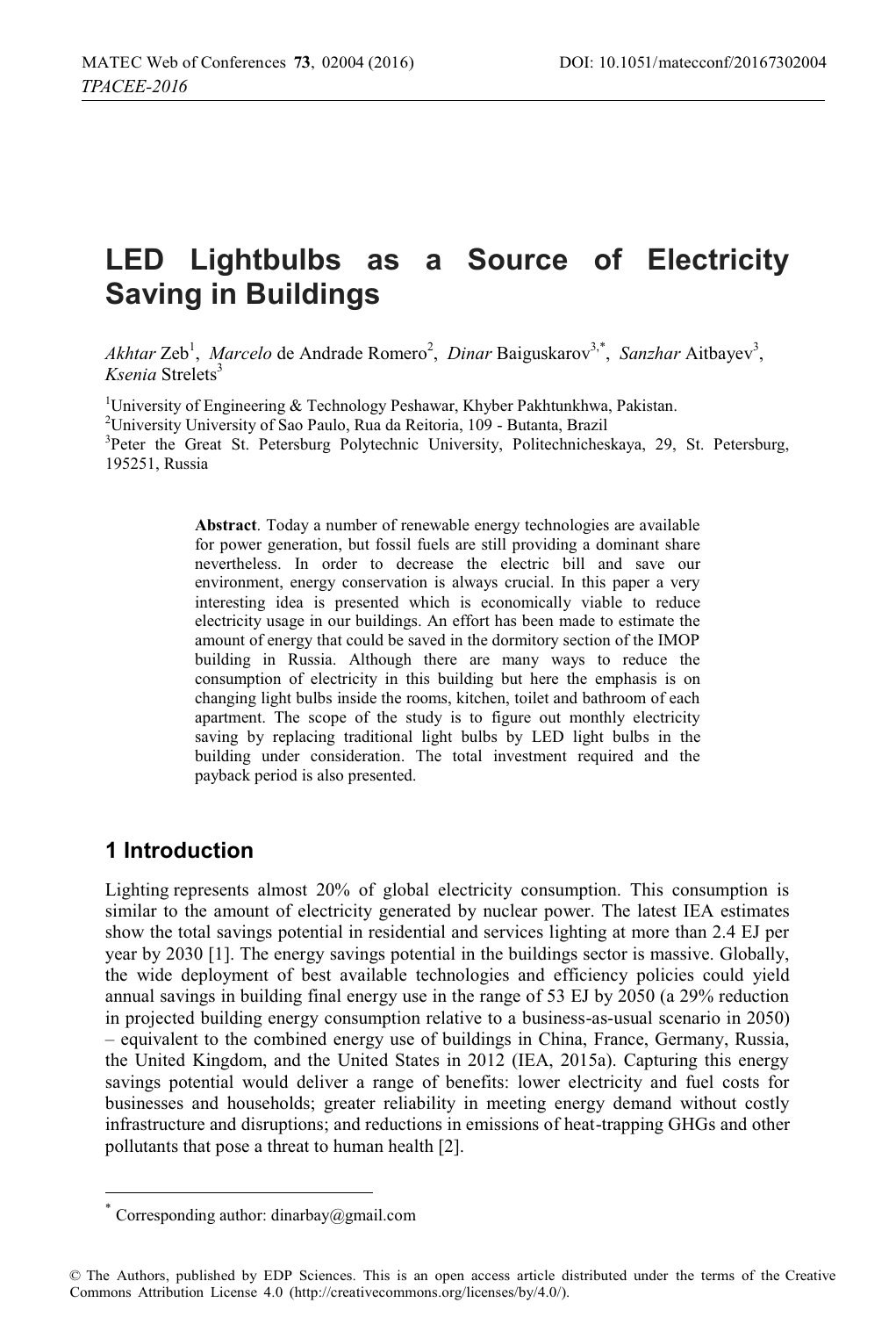# LED Lightbulbs as a Source of Electricity Saving in Buildings

*Akhtar* Zeb[1], *Marcelo* de Andrade Romero[2], *Dinar* Baiguskarov[3,*], *Sanzhar* Aitbayev[3], *Ksenia* Strelets[3]

[1]University of Engineering & Technology Peshawar, Khyber Pakhtunkhwa, Pakistan.
[2]University University of Sao Paulo, Rua da Reitoria, 109 - Butanta, Brazil
[3]Peter the Great St. Petersburg Polytechnic University, Politechnicheskaya, 29, St. Petersburg, 195251, Russia

**Abstract**. Today a number of renewable energy technologies are available for power generation, but fossil fuels are still providing a dominant share nevertheless. In order to decrease the electric bill and save our environment, energy conservation is always crucial. In this paper a very interesting idea is presented which is economically viable to reduce electricity usage in our buildings. An effort has been made to estimate the amount of energy that could be saved in the dormitory section of the IMOP building in Russia. Although there are many ways to reduce the consumption of electricity in this building but here the emphasis is on changing light bulbs inside the rooms, kitchen, toilet and bathroom of each apartment. The scope of the study is to figure out monthly electricity saving by replacing traditional light bulbs by LED light bulbs in the building under consideration. The total investment required and the payback period is also presented.

## 1 Introduction

Lighting represents almost 20% of global electricity consumption. This consumption is similar to the amount of electricity generated by nuclear power. The latest IEA estimates show the total savings potential in residential and services lighting at more than 2.4 EJ per year by 2030 [1]. The energy savings potential in the buildings sector is massive. Globally, the wide deployment of best available technologies and efficiency policies could yield annual savings in building final energy use in the range of 53 EJ by 2050 (a 29% reduction in projected building energy consumption relative to a business-as-usual scenario in 2050) – equivalent to the combined energy use of buildings in China, France, Germany, Russia, the United Kingdom, and the United States in 2012 (IEA, 2015a). Capturing this energy savings potential would deliver a range of benefits: lower electricity and fuel costs for businesses and households; greater reliability in meeting energy demand without costly infrastructure and disruptions; and reductions in emissions of heat-trapping GHGs and other pollutants that pose a threat to human health [2].

* Corresponding author: dinarbay@gmail.com

© The Authors, published by EDP Sciences. This is an open access article distributed under the terms of the Creative Commons Attribution License 4.0 (http://creativecommons.org/licenses/by/4.0/).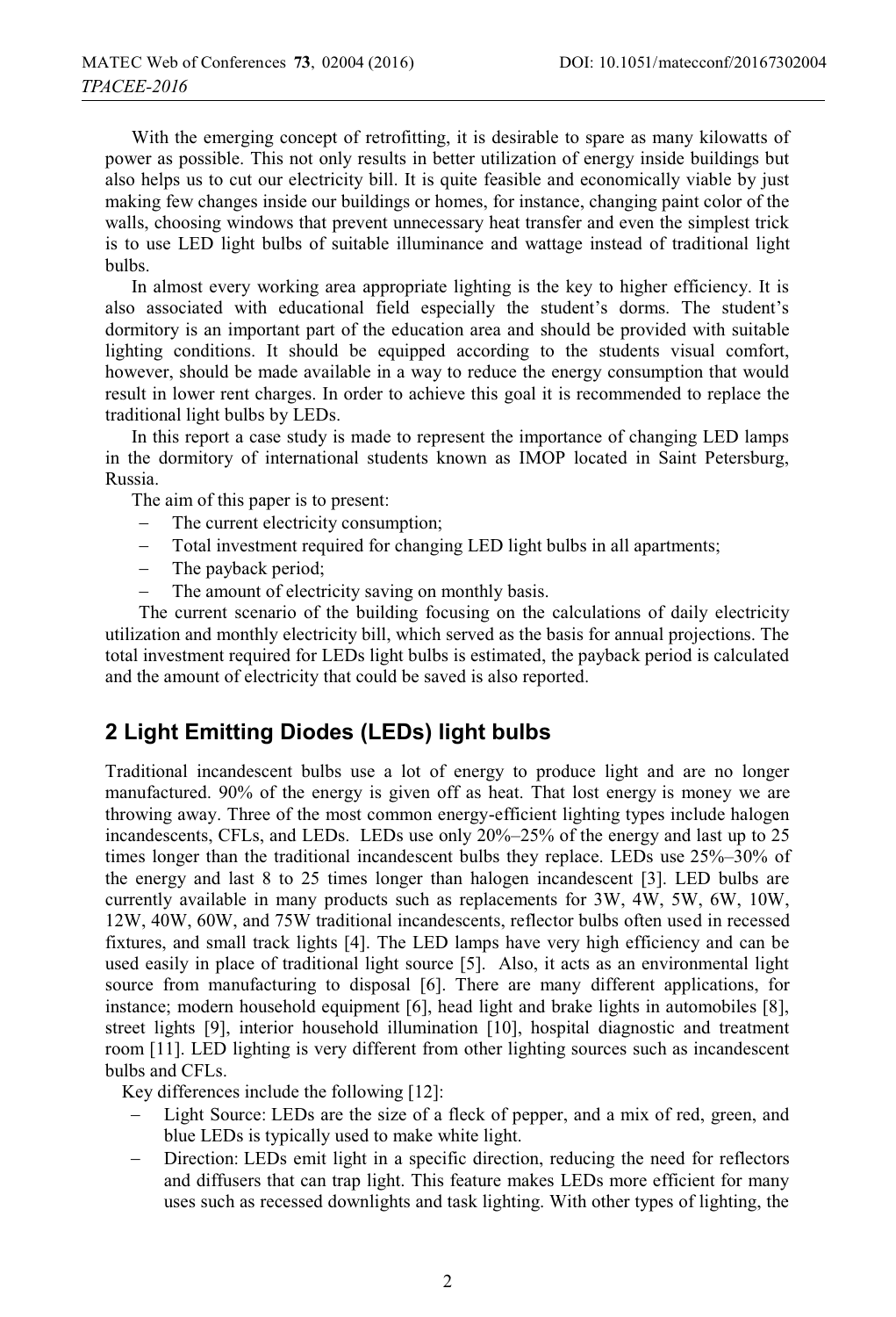With the emerging concept of retrofitting, it is desirable to spare as many kilowatts of power as possible. This not only results in better utilization of energy inside buildings but also helps us to cut our electricity bill. It is quite feasible and economically viable by just making few changes inside our buildings or homes, for instance, changing paint color of the walls, choosing windows that prevent unnecessary heat transfer and even the simplest trick is to use LED light bulbs of suitable illuminance and wattage instead of traditional light bulbs.

In almost every working area appropriate lighting is the key to higher efficiency. It is also associated with educational field especially the student's dorms. The student's dormitory is an important part of the education area and should be provided with suitable lighting conditions. It should be equipped according to the students visual comfort, however, should be made available in a way to reduce the energy consumption that would result in lower rent charges. In order to achieve this goal it is recommended to replace the traditional light bulbs by LEDs.

In this report a case study is made to represent the importance of changing LED lamps in the dormitory of international students known as IMOP located in Saint Petersburg, Russia.

The aim of this paper is to present:

- The current electricity consumption;
- Total investment required for changing LED light bulbs in all apartments;
- The payback period;
- The amount of electricity saving on monthly basis.

The current scenario of the building focusing on the calculations of daily electricity utilization and monthly electricity bill, which served as the basis for annual projections. The total investment required for LEDs light bulbs is estimated, the payback period is calculated and the amount of electricity that could be saved is also reported.

## 2 Light Emitting Diodes (LEDs) light bulbs

Traditional incandescent bulbs use a lot of energy to produce light and are no longer manufactured. 90% of the energy is given off as heat. That lost energy is money we are throwing away. Three of the most common energy-efficient lighting types include halogen incandescents, CFLs, and LEDs. LEDs use only 20%–25% of the energy and last up to 25 times longer than the traditional incandescent bulbs they replace. LEDs use 25%–30% of the energy and last 8 to 25 times longer than halogen incandescent [3]. LED bulbs are currently available in many products such as replacements for 3W, 4W, 5W, 6W, 10W, 12W, 40W, 60W, and 75W traditional incandescents, reflector bulbs often used in recessed fixtures, and small track lights [4]. The LED lamps have very high efficiency and can be used easily in place of traditional light source [5]. Also, it acts as an environmental light source from manufacturing to disposal [6]. There are many different applications, for instance; modern household equipment [6], head light and brake lights in automobiles [8], street lights [9], interior household illumination [10], hospital diagnostic and treatment room [11]. LED lighting is very different from other lighting sources such as incandescent bulbs and CFLs.

Key differences include the following [12]:

- Light Source: LEDs are the size of a fleck of pepper, and a mix of red, green, and blue LEDs is typically used to make white light.
- Direction: LEDs emit light in a specific direction, reducing the need for reflectors and diffusers that can trap light. This feature makes LEDs more efficient for many uses such as recessed downlights and task lighting. With other types of lighting, the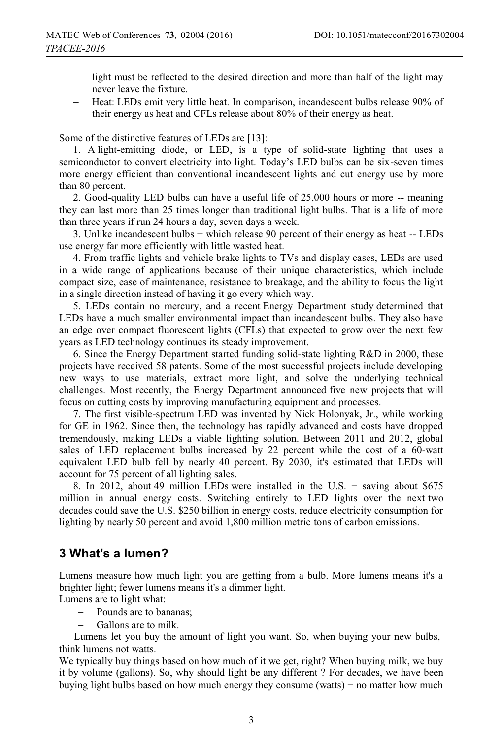light must be reflected to the desired direction and more than half of the light may never leave the fixture.

- Heat: LEDs emit very little heat. In comparison, incandescent bulbs release 90% of their energy as heat and CFLs release about 80% of their energy as heat.

Some of the distinctive features of LEDs are [13]:

1. A light-emitting diode, or LED, is a type of solid-state lighting that uses a semiconductor to convert electricity into light. Today's LED bulbs can be six-seven times more energy efficient than conventional incandescent lights and cut energy use by more than 80 percent.

2. Good-quality LED bulbs can have a useful life of 25,000 hours or more -- meaning they can last more than 25 times longer than traditional light bulbs. That is a life of more than three years if run 24 hours a day, seven days a week.

3. Unlike incandescent bulbs − which release 90 percent of their energy as heat -- LEDs use energy far more efficiently with little wasted heat.

4. From traffic lights and vehicle brake lights to TVs and display cases, LEDs are used in a wide range of applications because of their unique characteristics, which include compact size, ease of maintenance, resistance to breakage, and the ability to focus the light in a single direction instead of having it go every which way.

5. LEDs contain no mercury, and a recent Energy Department study determined that LEDs have a much smaller environmental impact than incandescent bulbs. They also have an edge over compact fluorescent lights (CFLs) that expected to grow over the next few years as LED technology continues its steady improvement.

6. Since the Energy Department started funding solid-state lighting R&D in 2000, these projects have received 58 patents. Some of the most successful projects include developing new ways to use materials, extract more light, and solve the underlying technical challenges. Most recently, the Energy Department announced five new projects that will focus on cutting costs by improving manufacturing equipment and processes.

7. The first visible-spectrum LED was invented by Nick Holonyak, Jr., while working for GE in 1962. Since then, the technology has rapidly advanced and costs have dropped tremendously, making LEDs a viable lighting solution. Between 2011 and 2012, global sales of LED replacement bulbs increased by 22 percent while the cost of a 60-watt equivalent LED bulb fell by nearly 40 percent. By 2030, it's estimated that LEDs will account for 75 percent of all lighting sales.

8. In 2012, about 49 million LEDs were installed in the U.S. − saving about $675 million in annual energy costs. Switching entirely to LED lights over the next two decades could save the U.S. $250 billion in energy costs, reduce electricity consumption for lighting by nearly 50 percent and avoid 1,800 million metric tons of carbon emissions.

## 3 What's a lumen?

Lumens measure how much light you are getting from a bulb. More lumens means it's a brighter light; fewer lumens means it's a dimmer light.

Lumens are to light what:

- Pounds are to bananas;
- Gallons are to milk.

Lumens let you buy the amount of light you want. So, when buying your new bulbs, think lumens not watts.

We typically buy things based on how much of it we get, right? When buying milk, we buy it by volume (gallons). So, why should light be any different ? For decades, we have been buying light bulbs based on how much energy they consume (watts) − no matter how much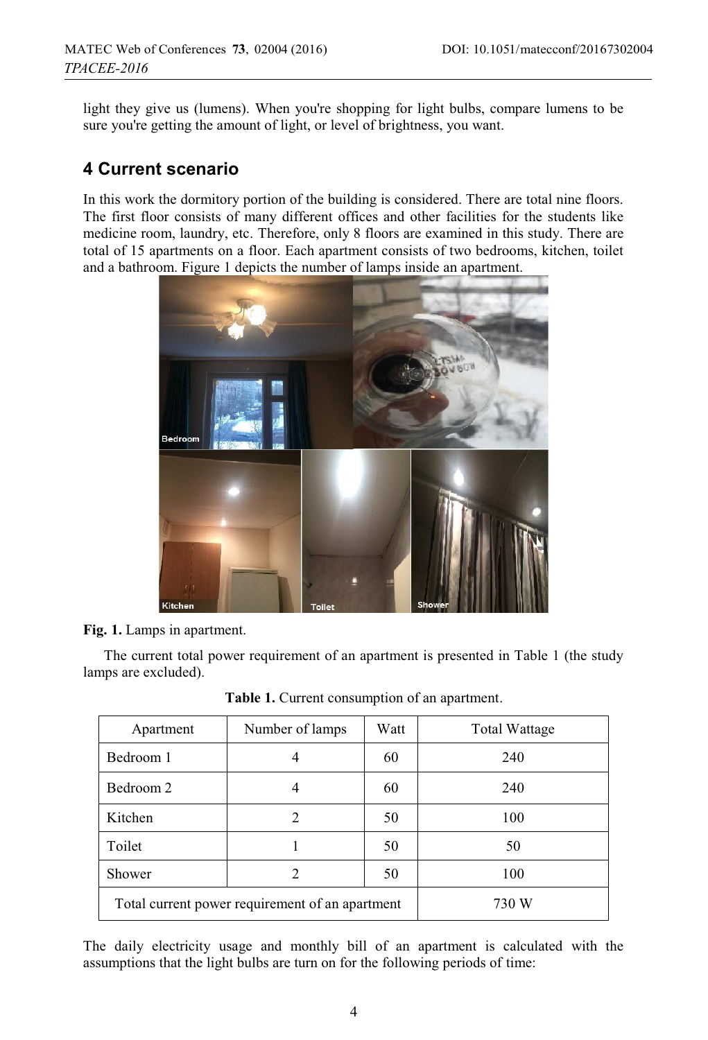light they give us (lumens). When you're shopping for light bulbs, compare lumens to be sure you're getting the amount of light, or level of brightness, you want.

## 4 Current scenario

In this work the dormitory portion of the building is considered. There are total nine floors. The first floor consists of many different offices and other facilities for the students like medicine room, laundry, etc. Therefore, only 8 floors are examined in this study. There are total of 15 apartments on a floor. Each apartment consists of two bedrooms, kitchen, toilet and a bathroom. Figure 1 depicts the number of lamps inside an apartment.

**Fig. 1.** Lamps in apartment.

The current total power requirement of an apartment is presented in Table 1 (the study lamps are excluded).

**Table 1.** Current consumption of an apartment.

| Apartment | Number of lamps | Watt | Total Wattage |
|---|---|---|---|
| Bedroom 1 | 4 | 60 | 240 |
| Bedroom 2 | 4 | 60 | 240 |
| Kitchen | 2 | 50 | 100 |
| Toilet | 1 | 50 | 50 |
| Shower | 2 | 50 | 100 |
| Total current power requirement of an apartment | | | 730 W |

The daily electricity usage and monthly bill of an apartment is calculated with the assumptions that the light bulbs are turn on for the following periods of time: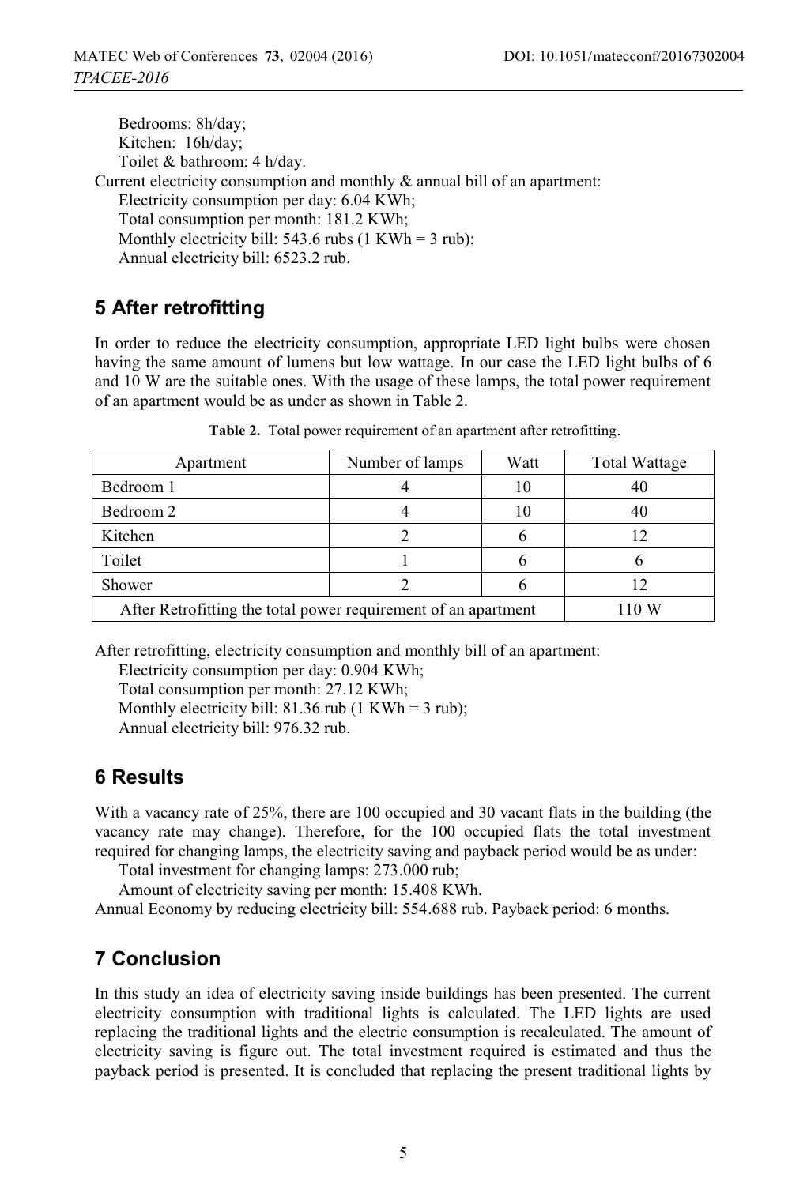Bedrooms: 8h/day;
Kitchen: 16h/day;
Toilet & bathroom: 4 h/day.

Current electricity consumption and monthly & annual bill of an apartment:

Electricity consumption per day: 6.04 KWh;
Total consumption per month: 181.2 KWh;
Monthly electricity bill: 543.6 rubs (1 KWh = 3 rub);
Annual electricity bill: 6523.2 rub.

## 5 After retrofitting

In order to reduce the electricity consumption, appropriate LED light bulbs were chosen having the same amount of lumens but low wattage. In our case the LED light bulbs of 6 and 10 W are the suitable ones. With the usage of these lamps, the total power requirement of an apartment would be as under as shown in Table 2.

**Table 2.** Total power requirement of an apartment after retrofitting.

| Apartment | Number of lamps | Watt | Total Wattage |
|---|---|---|---|
| Bedroom 1 | 4 | 10 | 40 |
| Bedroom 2 | 4 | 10 | 40 |
| Kitchen | 2 | 6 | 12 |
| Toilet | 1 | 6 | 6 |
| Shower | 2 | 6 | 12 |
| After Retrofitting the total power requirement of an apartment | | | 110 W |

After retrofitting, electricity consumption and monthly bill of an apartment:

Electricity consumption per day: 0.904 KWh;
Total consumption per month: 27.12 KWh;
Monthly electricity bill: 81.36 rub (1 KWh = 3 rub);
Annual electricity bill: 976.32 rub.

## 6 Results

With a vacancy rate of 25%, there are 100 occupied and 30 vacant flats in the building (the vacancy rate may change). Therefore, for the 100 occupied flats the total investment required for changing lamps, the electricity saving and payback period would be as under:

Total investment for changing lamps: 273.000 rub;
Amount of electricity saving per month: 15.408 KWh.

Annual Economy by reducing electricity bill: 554.688 rub. Payback period: 6 months.

## 7 Conclusion

In this study an idea of electricity saving inside buildings has been presented. The current electricity consumption with traditional lights is calculated. The LED lights are used replacing the traditional lights and the electric consumption is recalculated. The amount of electricity saving is figure out. The total investment required is estimated and thus the payback period is presented. It is concluded that replacing the present traditional lights by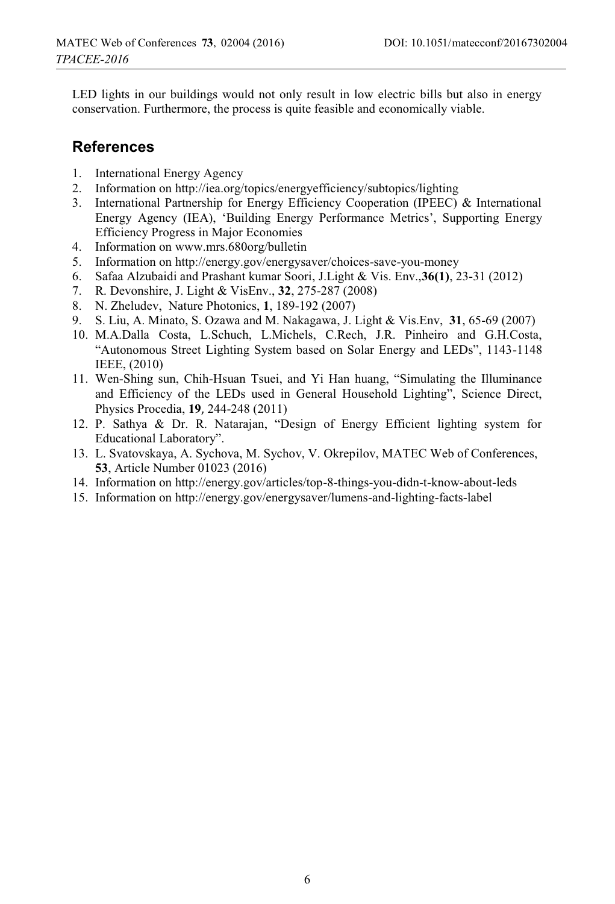LED lights in our buildings would not only result in low electric bills but also in energy conservation. Furthermore, the process is quite feasible and economically viable.

## References

1. International Energy Agency
2. Information on http://iea.org/topics/energyefficiency/subtopics/lighting
3. International Partnership for Energy Efficiency Cooperation (IPEEC) & International Energy Agency (IEA), 'Building Energy Performance Metrics', Supporting Energy Efficiency Progress in Major Economies
4. Information on www.mrs.680org/bulletin
5. Information on http://energy.gov/energysaver/choices-save-you-money
6. Safaa Alzubaidi and Prashant kumar Soori, J.Light & Vis. Env.,**36(1)**, 23-31 (2012)
7. R. Devonshire, J. Light & VisEnv., **32**, 275-287 (2008)
8. N. Zheludev, Nature Photonics, **1**, 189-192 (2007)
9. S. Liu, A. Minato, S. Ozawa and M. Nakagawa, J. Light & Vis.Env, **31**, 65-69 (2007)
10. M.A.Dalla Costa, L.Schuch, L.Michels, C.Rech, J.R. Pinheiro and G.H.Costa, "Autonomous Street Lighting System based on Solar Energy and LEDs", 1143-1148 IEEE, (2010)
11. Wen-Shing sun, Chih-Hsuan Tsuei, and Yi Han huang, "Simulating the Illuminance and Efficiency of the LEDs used in General Household Lighting", Science Direct, Physics Procedia, **19**, 244-248 (2011)
12. P. Sathya & Dr. R. Natarajan, "Design of Energy Efficient lighting system for Educational Laboratory".
13. L. Svatovskaya, A. Sychova, M. Sychov, V. Okrepilov, MATEC Web of Conferences, **53**, Article Number 01023 (2016)
14. Information on http://energy.gov/articles/top-8-things-you-didn-t-know-about-leds
15. Information on http://energy.gov/energysaver/lumens-and-lighting-facts-label